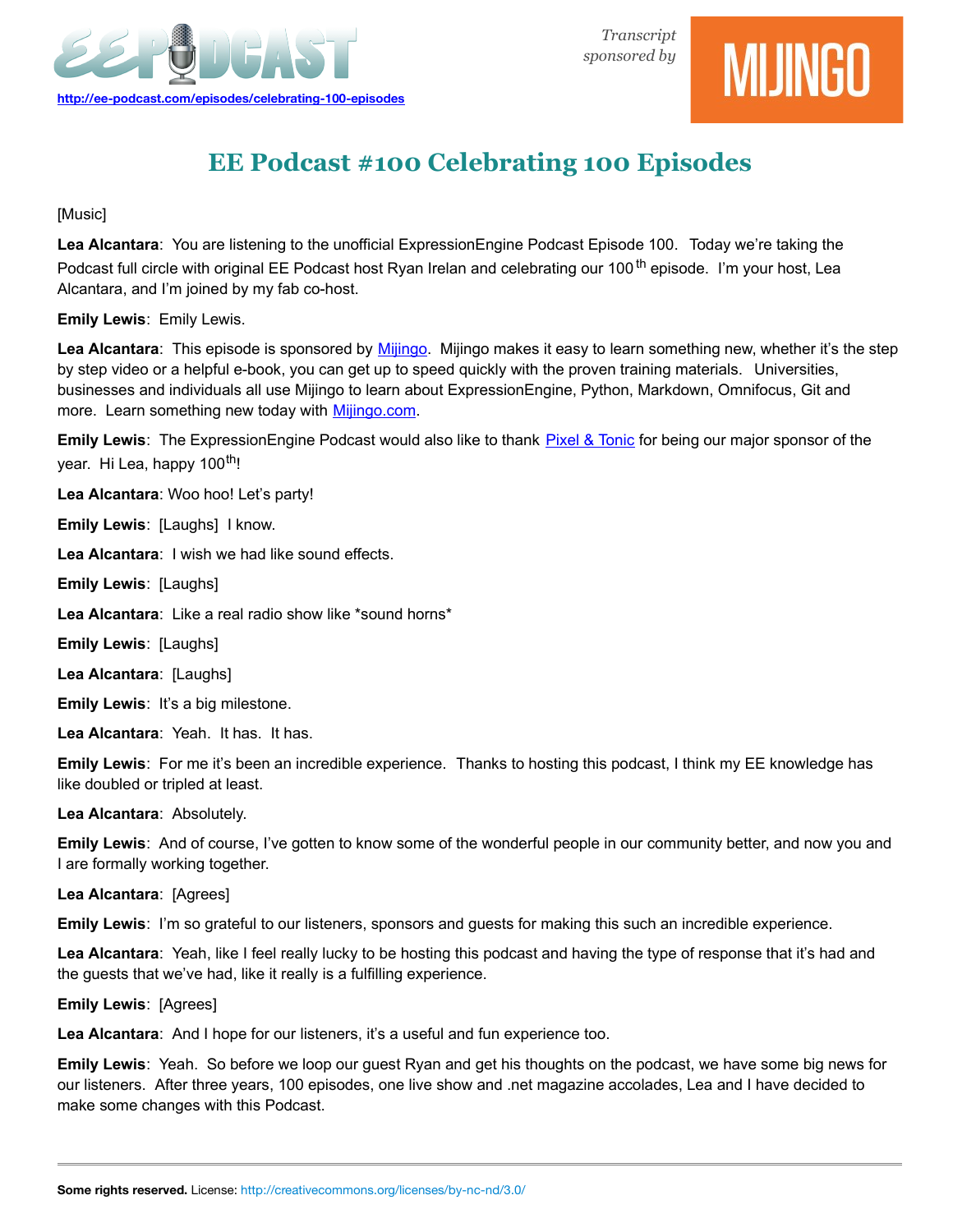http://ee-podcast.com/episodes/celebrating-100-episodes

*Transcript sponsored by* MIJINGO

# EE Podcast #100 Celebrating 100 Episodes

[Music]

**Lea Alcantara**: You are listening to the unofficial ExpressionEngine Podcast Episode 100. Today we're taking the Podcast full circle with original EE Podcast host Ryan Irelan and celebrating our 100th episode. I'm your host, Lea Alcantara, and I'm joined by my fab co-host.

**Emily Lewis**: Emily Lewis.

**Lea Alcantara**: This episode is sponsored by Mijingo. Mijingo makes it easy to learn something new, whether it's the step by step video or a helpful e-book, you can get up to speed quickly with the proven training materials. Universities, businesses and individuals all use Mijingo to learn about ExpressionEngine, Python, Markdown, Omnifocus, Git and more. Learn something new today with Mijingo.com.

**Emily Lewis**: The ExpressionEngine Podcast would also like to thank Pixel & Tonic for being our major sponsor of the year. Hi Lea, happy 100th!

**Lea Alcantara**: Woo hoo! Let's party!

**Emily Lewis**: [Laughs] I know.

**Lea Alcantara**: I wish we had like sound effects.

**Emily Lewis**: [Laughs]

**Lea Alcantara**: Like a real radio show like *sound horns*

**Emily Lewis**: [Laughs]

**Lea Alcantara**: [Laughs]

**Emily Lewis**: It's a big milestone.

**Lea Alcantara**: Yeah. It has. It has.

**Emily Lewis**: For me it's been an incredible experience. Thanks to hosting this podcast, I think my EE knowledge has like doubled or tripled at least.

**Lea Alcantara**: Absolutely.

**Emily Lewis**: And of course, I've gotten to know some of the wonderful people in our community better, and now you and I are formally working together.

**Lea Alcantara**: [Agrees]

**Emily Lewis**: I'm so grateful to our listeners, sponsors and guests for making this such an incredible experience.

**Lea Alcantara**: Yeah, like I feel really lucky to be hosting this podcast and having the type of response that it's had and the guests that we've had, like it really is a fulfilling experience.

**Emily Lewis**: [Agrees]

**Lea Alcantara**: And I hope for our listeners, it's a useful and fun experience too.

**Emily Lewis**: Yeah. So before we loop our guest Ryan and get his thoughts on the podcast, we have some big news for our listeners. After three years, 100 episodes, one live show and .net magazine accolades, Lea and I have decided to make some changes with this Podcast.

**Some rights reserved.** License: http://creativecommons.org/licenses/by-nc-nd/3.0/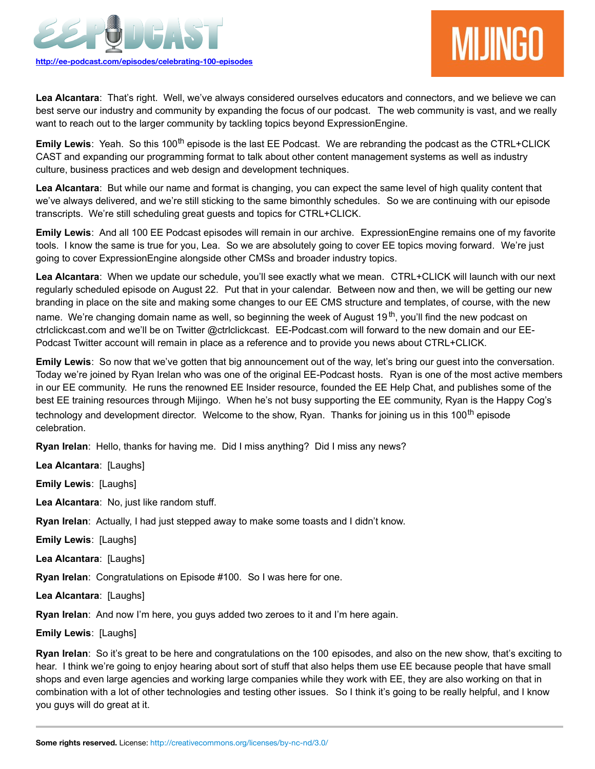**Lea Alcantara**: That's right. Well, we've always considered ourselves educators and connectors, and we believe we can best serve our industry and community by expanding the focus of our podcast. The web community is vast, and we really want to reach out to the larger community by tackling topics beyond ExpressionEngine.

**Emily Lewis**: Yeah. So this 100th episode is the last EE Podcast. We are rebranding the podcast as the CTRL+CLICK CAST and expanding our programming format to talk about other content management systems as well as industry culture, business practices and web design and development techniques.

**Lea Alcantara**: But while our name and format is changing, you can expect the same level of high quality content that we've always delivered, and we're still sticking to the same bimonthly schedules. So we are continuing with our episode transcripts. We're still scheduling great guests and topics for CTRL+CLICK.

**Emily Lewis**: And all 100 EE Podcast episodes will remain in our archive. ExpressionEngine remains one of my favorite tools. I know the same is true for you, Lea. So we are absolutely going to cover EE topics moving forward. We're just going to cover ExpressionEngine alongside other CMSs and broader industry topics.

**Lea Alcantara**: When we update our schedule, you'll see exactly what we mean. CTRL+CLICK will launch with our next regularly scheduled episode on August 22. Put that in your calendar. Between now and then, we will be getting our new branding in place on the site and making some changes to our EE CMS structure and templates, of course, with the new name. We're changing domain name as well, so beginning the week of August 19th, you'll find the new podcast on ctrlclickcast.com and we'll be on Twitter @ctrlclickcast. EE-Podcast.com will forward to the new domain and our EE-Podcast Twitter account will remain in place as a reference and to provide you news about CTRL+CLICK.

**Emily Lewis**: So now that we've gotten that big announcement out of the way, let's bring our guest into the conversation. Today we're joined by Ryan Irelan who was one of the original EE-Podcast hosts. Ryan is one of the most active members in our EE community. He runs the renowned EE Insider resource, founded the EE Help Chat, and publishes some of the best EE training resources through Mijingo. When he's not busy supporting the EE community, Ryan is the Happy Cog's technology and development director. Welcome to the show, Ryan. Thanks for joining us in this 100th episode celebration.

**Ryan Irelan**: Hello, thanks for having me. Did I miss anything? Did I miss any news?

**Lea Alcantara**: [Laughs]

**Emily Lewis**: [Laughs]

**Lea Alcantara**: No, just like random stuff.

**Ryan Irelan**: Actually, I had just stepped away to make some toasts and I didn't know.

**Emily Lewis**: [Laughs]

**Lea Alcantara**: [Laughs]

**Ryan Irelan**: Congratulations on Episode #100. So I was here for one.

**Lea Alcantara**: [Laughs]

**Ryan Irelan**: And now I'm here, you guys added two zeroes to it and I'm here again.

**Emily Lewis**: [Laughs]

**Ryan Irelan**: So it's great to be here and congratulations on the 100 episodes, and also on the new show, that's exciting to hear. I think we're going to enjoy hearing about sort of stuff that also helps them use EE because people that have small shops and even large agencies and working large companies while they work with EE, they are also working on that in combination with a lot of other technologies and testing other issues. So I think it's going to be really helpful, and I know you guys will do great at it.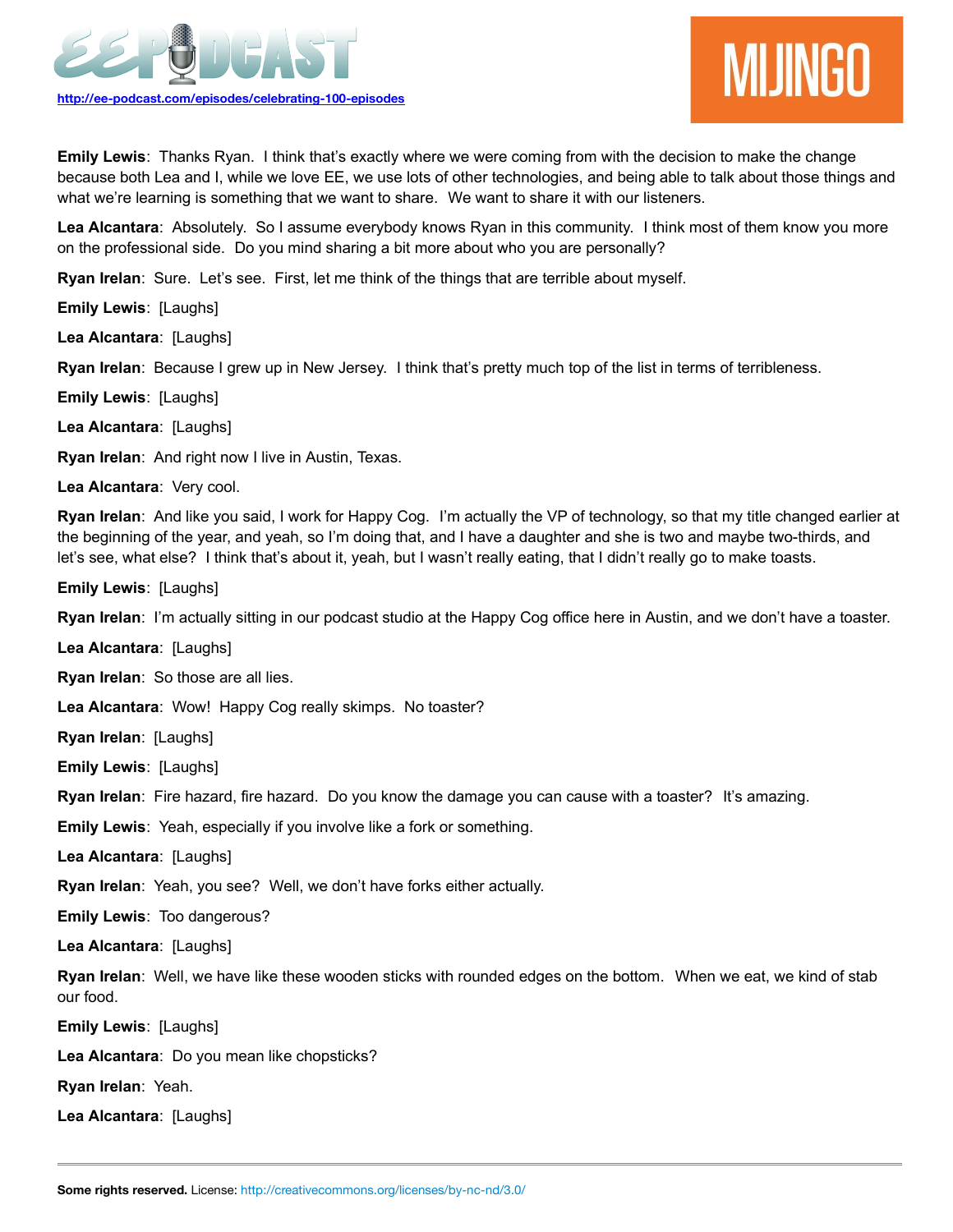**Emily Lewis**: Thanks Ryan. I think that's exactly where we were coming from with the decision to make the change because both Lea and I, while we love EE, we use lots of other technologies, and being able to talk about those things and what we're learning is something that we want to share. We want to share it with our listeners.

**Lea Alcantara**: Absolutely. So I assume everybody knows Ryan in this community. I think most of them know you more on the professional side. Do you mind sharing a bit more about who you are personally?

**Ryan Irelan**: Sure. Let's see. First, let me think of the things that are terrible about myself.

**Emily Lewis**: [Laughs]

**Lea Alcantara**: [Laughs]

**Ryan Irelan**: Because I grew up in New Jersey. I think that's pretty much top of the list in terms of terribleness.

**Emily Lewis**: [Laughs]

**Lea Alcantara**: [Laughs]

**Ryan Irelan**: And right now I live in Austin, Texas.

**Lea Alcantara**: Very cool.

**Ryan Irelan**: And like you said, I work for Happy Cog. I'm actually the VP of technology, so that my title changed earlier at the beginning of the year, and yeah, so I'm doing that, and I have a daughter and she is two and maybe two-thirds, and let's see, what else? I think that's about it, yeah, but I wasn't really eating, that I didn't really go to make toasts.

**Emily Lewis**: [Laughs]

**Ryan Irelan**: I'm actually sitting in our podcast studio at the Happy Cog office here in Austin, and we don't have a toaster.

**Lea Alcantara**: [Laughs]

**Ryan Irelan**: So those are all lies.

**Lea Alcantara**: Wow! Happy Cog really skimps. No toaster?

**Ryan Irelan**: [Laughs]

**Emily Lewis**: [Laughs]

**Ryan Irelan**: Fire hazard, fire hazard. Do you know the damage you can cause with a toaster? It's amazing.

**Emily Lewis**: Yeah, especially if you involve like a fork or something.

**Lea Alcantara**: [Laughs]

**Ryan Irelan**: Yeah, you see? Well, we don't have forks either actually.

**Emily Lewis**: Too dangerous?

**Lea Alcantara**: [Laughs]

**Ryan Irelan**: Well, we have like these wooden sticks with rounded edges on the bottom. When we eat, we kind of stab our food.

**Emily Lewis**: [Laughs]

**Lea Alcantara**: Do you mean like chopsticks?

**Ryan Irelan**: Yeah.

**Lea Alcantara**: [Laughs]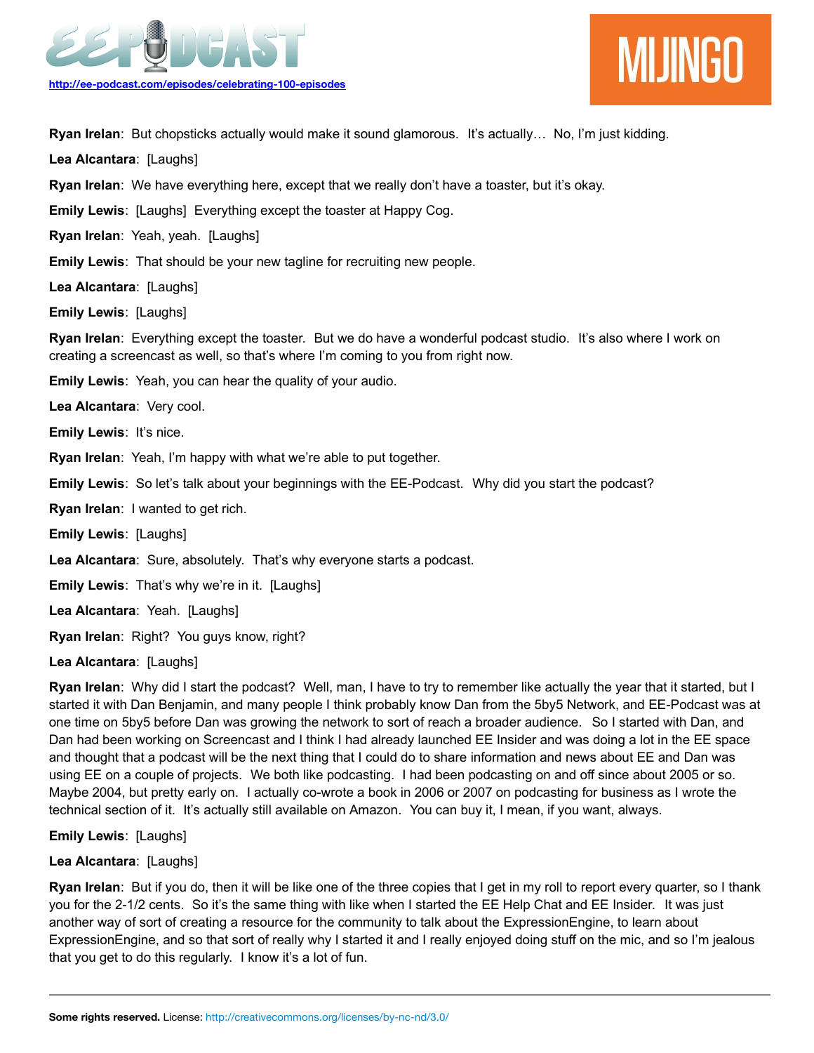**Ryan Irelan**: But chopsticks actually would make it sound glamorous. It's actually… No, I'm just kidding.

**Lea Alcantara**: [Laughs]

**Ryan Irelan**: We have everything here, except that we really don't have a toaster, but it's okay.

**Emily Lewis**: [Laughs] Everything except the toaster at Happy Cog.

**Ryan Irelan**: Yeah, yeah. [Laughs]

**Emily Lewis**: That should be your new tagline for recruiting new people.

**Lea Alcantara**: [Laughs]

**Emily Lewis**: [Laughs]

**Ryan Irelan**: Everything except the toaster. But we do have a wonderful podcast studio. It's also where I work on creating a screencast as well, so that's where I'm coming to you from right now.

**Emily Lewis**: Yeah, you can hear the quality of your audio.

**Lea Alcantara**: Very cool.

**Emily Lewis**: It's nice.

**Ryan Irelan**: Yeah, I'm happy with what we're able to put together.

**Emily Lewis**: So let's talk about your beginnings with the EE-Podcast. Why did you start the podcast?

**Ryan Irelan**: I wanted to get rich.

**Emily Lewis**: [Laughs]

**Lea Alcantara**: Sure, absolutely. That's why everyone starts a podcast.

**Emily Lewis**: That's why we're in it. [Laughs]

**Lea Alcantara**: Yeah. [Laughs]

**Ryan Irelan**: Right? You guys know, right?

**Lea Alcantara**: [Laughs]

**Ryan Irelan**: Why did I start the podcast? Well, man, I have to try to remember like actually the year that it started, but I started it with Dan Benjamin, and many people I think probably know Dan from the 5by5 Network, and EE-Podcast was at one time on 5by5 before Dan was growing the network to sort of reach a broader audience. So I started with Dan, and Dan had been working on Screencast and I think I had already launched EE Insider and was doing a lot in the EE space and thought that a podcast will be the next thing that I could do to share information and news about EE and Dan was using EE on a couple of projects. We both like podcasting. I had been podcasting on and off since about 2005 or so. Maybe 2004, but pretty early on. I actually co-wrote a book in 2006 or 2007 on podcasting for business as I wrote the technical section of it. It's actually still available on Amazon. You can buy it, I mean, if you want, always.

**Emily Lewis**: [Laughs]

**Lea Alcantara**: [Laughs]

**Ryan Irelan**: But if you do, then it will be like one of the three copies that I get in my roll to report every quarter, so I thank you for the 2-1/2 cents. So it's the same thing with like when I started the EE Help Chat and EE Insider. It was just another way of sort of creating a resource for the community to talk about the ExpressionEngine, to learn about ExpressionEngine, and so that sort of really why I started it and I really enjoyed doing stuff on the mic, and so I'm jealous that you get to do this regularly. I know it's a lot of fun.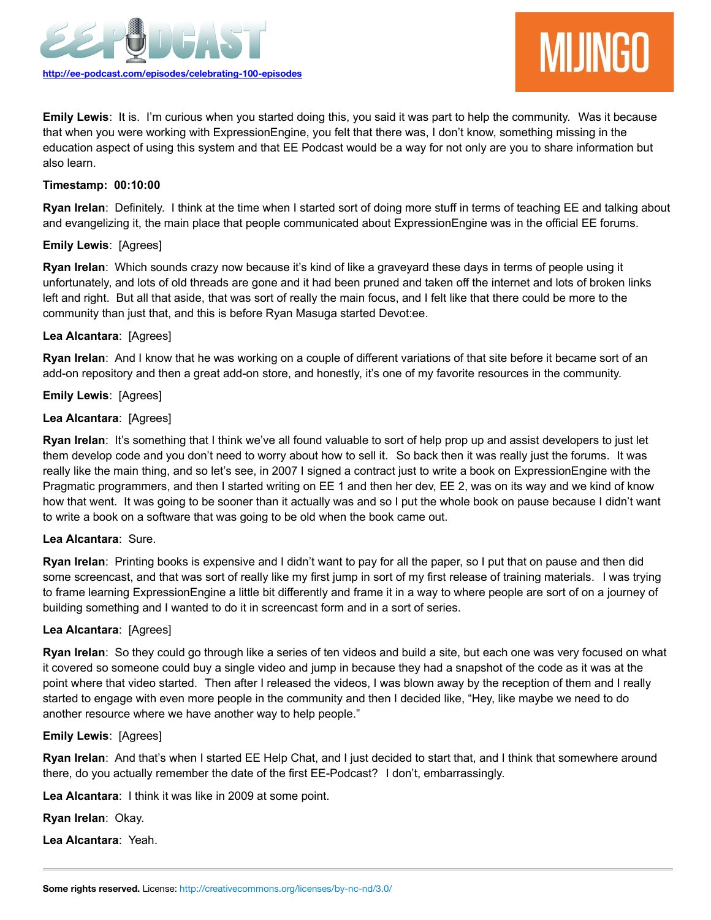**Emily Lewis**: It is. I'm curious when you started doing this, you said it was part to help the community. Was it because that when you were working with ExpressionEngine, you felt that there was, I don't know, something missing in the education aspect of using this system and that EE Podcast would be a way for not only are you to share information but also learn.

**Timestamp: 00:10:00**

**Ryan Irelan**: Definitely. I think at the time when I started sort of doing more stuff in terms of teaching EE and talking about and evangelizing it, the main place that people communicated about ExpressionEngine was in the official EE forums.

**Emily Lewis**: [Agrees]

**Ryan Irelan**: Which sounds crazy now because it's kind of like a graveyard these days in terms of people using it unfortunately, and lots of old threads are gone and it had been pruned and taken off the internet and lots of broken links left and right. But all that aside, that was sort of really the main focus, and I felt like that there could be more to the community than just that, and this is before Ryan Masuga started Devot:ee.

**Lea Alcantara**: [Agrees]

**Ryan Irelan**: And I know that he was working on a couple of different variations of that site before it became sort of an add-on repository and then a great add-on store, and honestly, it's one of my favorite resources in the community.

**Emily Lewis**: [Agrees]

**Lea Alcantara**: [Agrees]

**Ryan Irelan**: It's something that I think we've all found valuable to sort of help prop up and assist developers to just let them develop code and you don't need to worry about how to sell it. So back then it was really just the forums. It was really like the main thing, and so let's see, in 2007 I signed a contract just to write a book on ExpressionEngine with the Pragmatic programmers, and then I started writing on EE 1 and then her dev, EE 2, was on its way and we kind of know how that went. It was going to be sooner than it actually was and so I put the whole book on pause because I didn't want to write a book on a software that was going to be old when the book came out.

**Lea Alcantara**: Sure.

**Ryan Irelan**: Printing books is expensive and I didn't want to pay for all the paper, so I put that on pause and then did some screencast, and that was sort of really like my first jump in sort of my first release of training materials. I was trying to frame learning ExpressionEngine a little bit differently and frame it in a way to where people are sort of on a journey of building something and I wanted to do it in screencast form and in a sort of series.

**Lea Alcantara**: [Agrees]

**Ryan Irelan**: So they could go through like a series of ten videos and build a site, but each one was very focused on what it covered so someone could buy a single video and jump in because they had a snapshot of the code as it was at the point where that video started. Then after I released the videos, I was blown away by the reception of them and I really started to engage with even more people in the community and then I decided like, "Hey, like maybe we need to do another resource where we have another way to help people."

**Emily Lewis**: [Agrees]

**Ryan Irelan**: And that's when I started EE Help Chat, and I just decided to start that, and I think that somewhere around there, do you actually remember the date of the first EE-Podcast? I don't, embarrassingly.

**Lea Alcantara**: I think it was like in 2009 at some point.

**Ryan Irelan**: Okay.

**Lea Alcantara**: Yeah.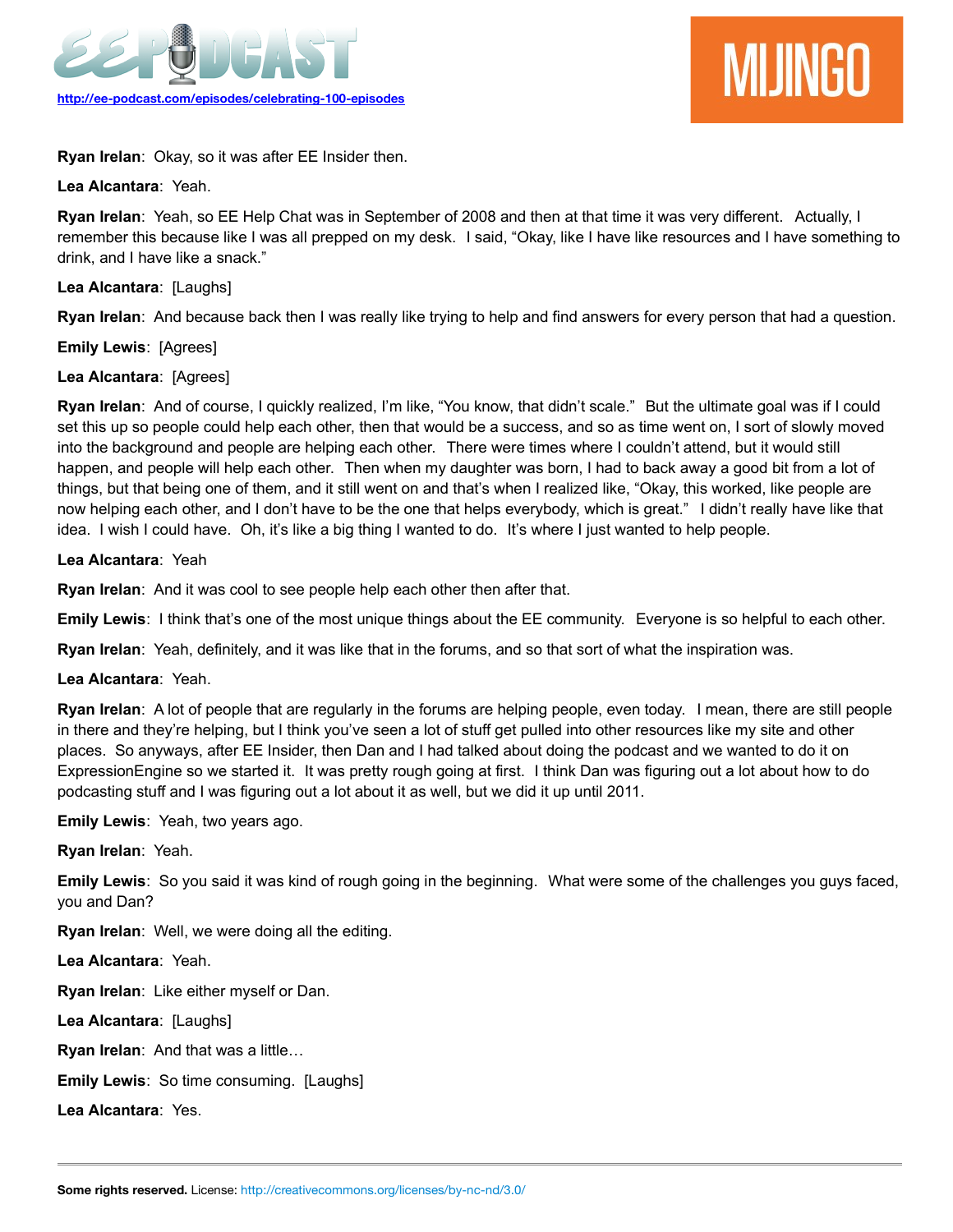**Ryan Irelan**: Okay, so it was after EE Insider then.

**Lea Alcantara**: Yeah.

**Ryan Irelan**: Yeah, so EE Help Chat was in September of 2008 and then at that time it was very different. Actually, I remember this because like I was all prepped on my desk. I said, "Okay, like I have like resources and I have something to drink, and I have like a snack."

**Lea Alcantara**: [Laughs]

**Ryan Irelan**: And because back then I was really like trying to help and find answers for every person that had a question.

**Emily Lewis**: [Agrees]

**Lea Alcantara**: [Agrees]

**Ryan Irelan**: And of course, I quickly realized, I'm like, "You know, that didn't scale." But the ultimate goal was if I could set this up so people could help each other, then that would be a success, and so as time went on, I sort of slowly moved into the background and people are helping each other. There were times where I couldn't attend, but it would still happen, and people will help each other. Then when my daughter was born, I had to back away a good bit from a lot of things, but that being one of them, and it still went on and that's when I realized like, "Okay, this worked, like people are now helping each other, and I don't have to be the one that helps everybody, which is great." I didn't really have like that idea. I wish I could have. Oh, it's like a big thing I wanted to do. It's where I just wanted to help people.

**Lea Alcantara**: Yeah

**Ryan Irelan**: And it was cool to see people help each other then after that.

**Emily Lewis**: I think that's one of the most unique things about the EE community. Everyone is so helpful to each other.

**Ryan Irelan**: Yeah, definitely, and it was like that in the forums, and so that sort of what the inspiration was.

**Lea Alcantara**: Yeah.

**Ryan Irelan**: A lot of people that are regularly in the forums are helping people, even today. I mean, there are still people in there and they're helping, but I think you've seen a lot of stuff get pulled into other resources like my site and other places. So anyways, after EE Insider, then Dan and I had talked about doing the podcast and we wanted to do it on ExpressionEngine so we started it. It was pretty rough going at first. I think Dan was figuring out a lot about how to do podcasting stuff and I was figuring out a lot about it as well, but we did it up until 2011.

**Emily Lewis**: Yeah, two years ago.

**Ryan Irelan**: Yeah.

**Emily Lewis**: So you said it was kind of rough going in the beginning. What were some of the challenges you guys faced, you and Dan?

**Ryan Irelan**: Well, we were doing all the editing.

**Lea Alcantara**: Yeah.

**Ryan Irelan**: Like either myself or Dan.

**Lea Alcantara**: [Laughs]

**Ryan Irelan**: And that was a little…

**Emily Lewis**: So time consuming. [Laughs]

**Lea Alcantara**: Yes.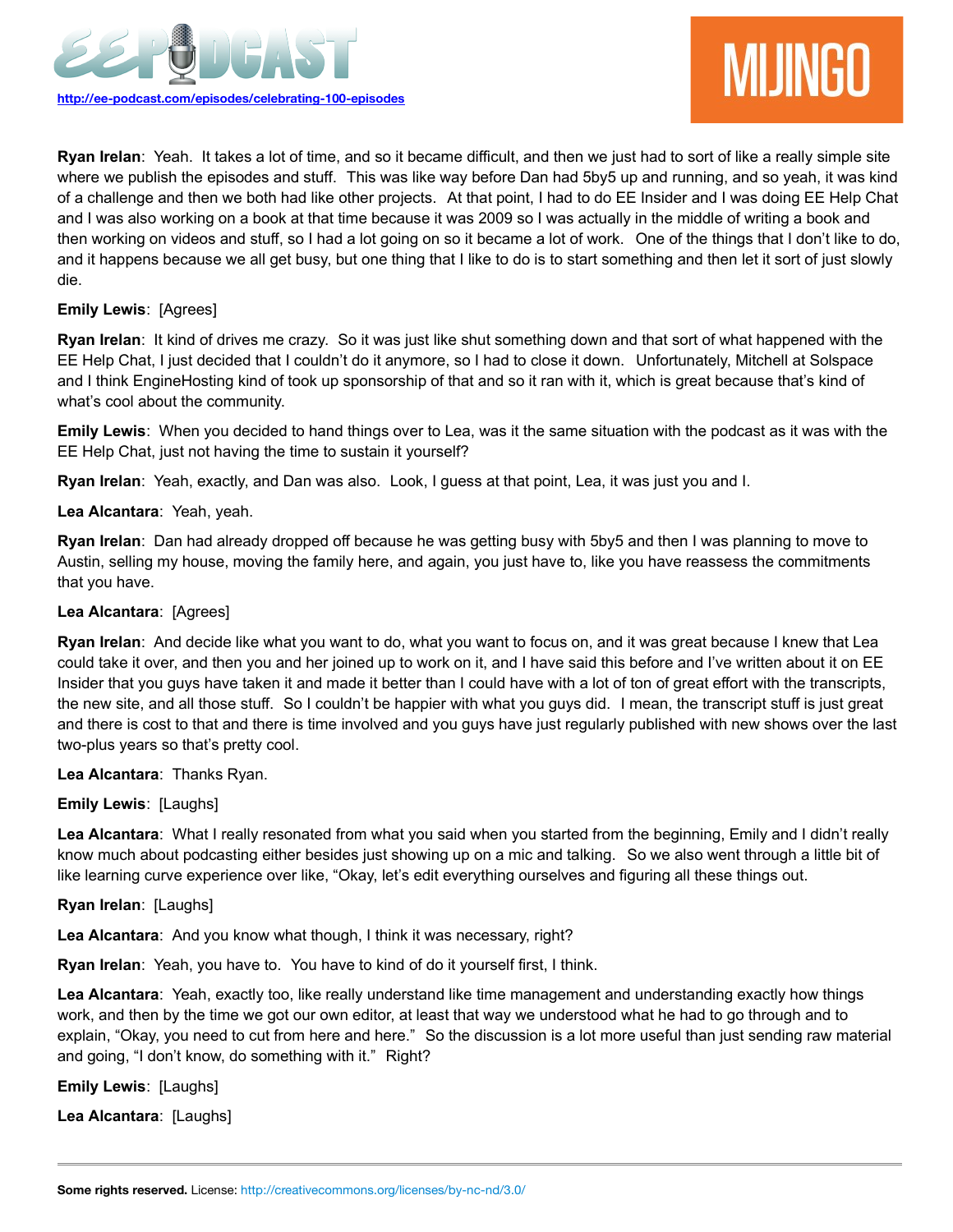**Ryan Irelan**: Yeah. It takes a lot of time, and so it became difficult, and then we just had to sort of like a really simple site where we publish the episodes and stuff. This was like way before Dan had 5by5 up and running, and so yeah, it was kind of a challenge and then we both had like other projects. At that point, I had to do EE Insider and I was doing EE Help Chat and I was also working on a book at that time because it was 2009 so I was actually in the middle of writing a book and then working on videos and stuff, so I had a lot going on so it became a lot of work. One of the things that I don't like to do, and it happens because we all get busy, but one thing that I like to do is to start something and then let it sort of just slowly die.

**Emily Lewis**: [Agrees]

**Ryan Irelan**: It kind of drives me crazy. So it was just like shut something down and that sort of what happened with the EE Help Chat, I just decided that I couldn't do it anymore, so I had to close it down. Unfortunately, Mitchell at Solspace and I think EngineHosting kind of took up sponsorship of that and so it ran with it, which is great because that's kind of what's cool about the community.

**Emily Lewis**: When you decided to hand things over to Lea, was it the same situation with the podcast as it was with the EE Help Chat, just not having the time to sustain it yourself?

**Ryan Irelan**: Yeah, exactly, and Dan was also. Look, I guess at that point, Lea, it was just you and I.

**Lea Alcantara**: Yeah, yeah.

**Ryan Irelan**: Dan had already dropped off because he was getting busy with 5by5 and then I was planning to move to Austin, selling my house, moving the family here, and again, you just have to, like you have reassess the commitments that you have.

**Lea Alcantara**: [Agrees]

**Ryan Irelan**: And decide like what you want to do, what you want to focus on, and it was great because I knew that Lea could take it over, and then you and her joined up to work on it, and I have said this before and I've written about it on EE Insider that you guys have taken it and made it better than I could have with a lot of ton of great effort with the transcripts, the new site, and all those stuff. So I couldn't be happier with what you guys did. I mean, the transcript stuff is just great and there is cost to that and there is time involved and you guys have just regularly published with new shows over the last two-plus years so that's pretty cool.

**Lea Alcantara**: Thanks Ryan.

**Emily Lewis**: [Laughs]

**Lea Alcantara**: What I really resonated from what you said when you started from the beginning, Emily and I didn't really know much about podcasting either besides just showing up on a mic and talking. So we also went through a little bit of like learning curve experience over like, "Okay, let's edit everything ourselves and figuring all these things out.

**Ryan Irelan**: [Laughs]

**Lea Alcantara**: And you know what though, I think it was necessary, right?

**Ryan Irelan**: Yeah, you have to. You have to kind of do it yourself first, I think.

**Lea Alcantara**: Yeah, exactly too, like really understand like time management and understanding exactly how things work, and then by the time we got our own editor, at least that way we understood what he had to go through and to explain, "Okay, you need to cut from here and here." So the discussion is a lot more useful than just sending raw material and going, "I don't know, do something with it." Right?

**Emily Lewis**: [Laughs]

**Lea Alcantara**: [Laughs]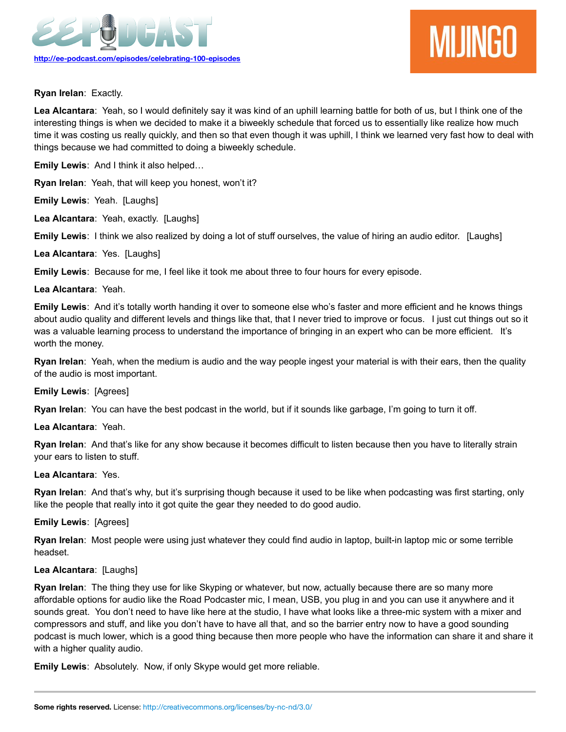**Ryan Irelan**: Exactly.

**Lea Alcantara**: Yeah, so I would definitely say it was kind of an uphill learning battle for both of us, but I think one of the interesting things is when we decided to make it a biweekly schedule that forced us to essentially like realize how much time it was costing us really quickly, and then so that even though it was uphill, I think we learned very fast how to deal with things because we had committed to doing a biweekly schedule.

**Emily Lewis**: And I think it also helped…

**Ryan Irelan**: Yeah, that will keep you honest, won't it?

**Emily Lewis**: Yeah. [Laughs]

**Lea Alcantara**: Yeah, exactly. [Laughs]

**Emily Lewis**: I think we also realized by doing a lot of stuff ourselves, the value of hiring an audio editor. [Laughs]

**Lea Alcantara**: Yes. [Laughs]

**Emily Lewis**: Because for me, I feel like it took me about three to four hours for every episode.

**Lea Alcantara**: Yeah.

**Emily Lewis**: And it's totally worth handing it over to someone else who's faster and more efficient and he knows things about audio quality and different levels and things like that, that I never tried to improve or focus. I just cut things out so it was a valuable learning process to understand the importance of bringing in an expert who can be more efficient. It's worth the money.

**Ryan Irelan**: Yeah, when the medium is audio and the way people ingest your material is with their ears, then the quality of the audio is most important.

**Emily Lewis**: [Agrees]

**Ryan Irelan**: You can have the best podcast in the world, but if it sounds like garbage, I'm going to turn it off.

**Lea Alcantara**: Yeah.

**Ryan Irelan**: And that's like for any show because it becomes difficult to listen because then you have to literally strain your ears to listen to stuff.

**Lea Alcantara**: Yes.

**Ryan Irelan**: And that's why, but it's surprising though because it used to be like when podcasting was first starting, only like the people that really into it got quite the gear they needed to do good audio.

**Emily Lewis**: [Agrees]

**Ryan Irelan**: Most people were using just whatever they could find audio in laptop, built-in laptop mic or some terrible headset.

**Lea Alcantara**: [Laughs]

**Ryan Irelan**: The thing they use for like Skyping or whatever, but now, actually because there are so many more affordable options for audio like the Road Podcaster mic, I mean, USB, you plug in and you can use it anywhere and it sounds great. You don't need to have like here at the studio, I have what looks like a three-mic system with a mixer and compressors and stuff, and like you don't have to have all that, and so the barrier entry now to have a good sounding podcast is much lower, which is a good thing because then more people who have the information can share it and share it with a higher quality audio.

**Emily Lewis**: Absolutely. Now, if only Skype would get more reliable.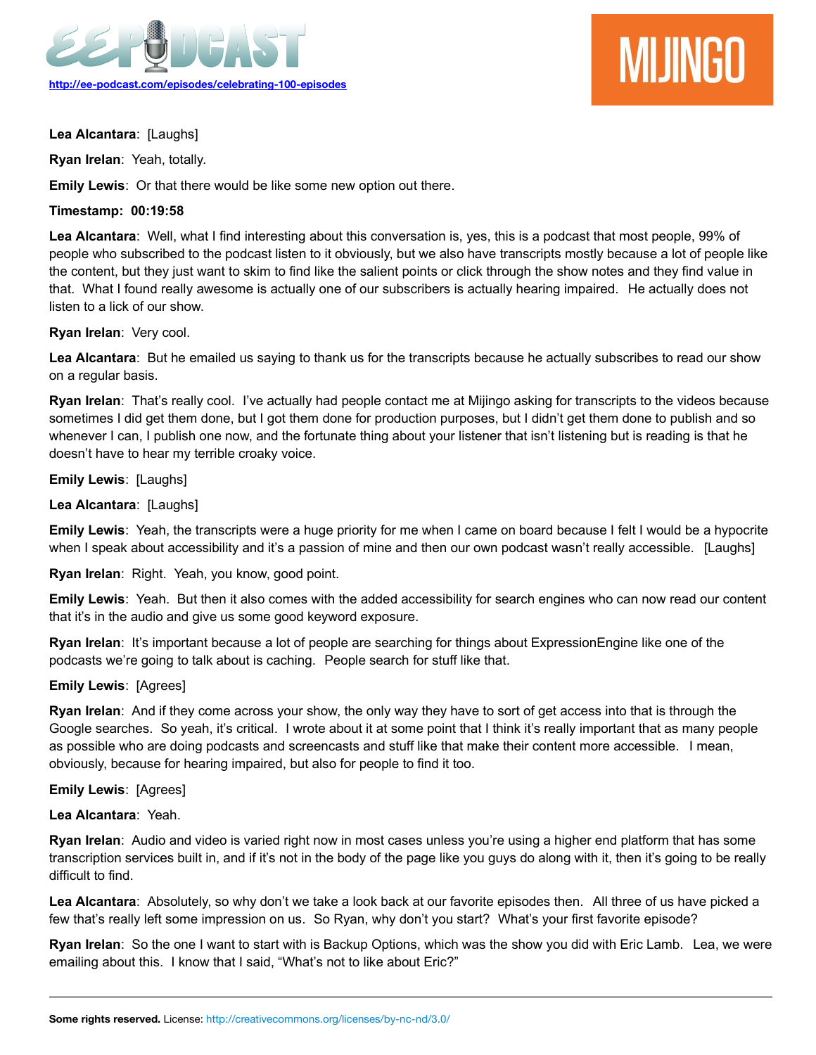**Lea Alcantara**: [Laughs]

**Ryan Irelan**: Yeah, totally.

**Emily Lewis**: Or that there would be like some new option out there.

**Timestamp: 00:19:58**

**Lea Alcantara**: Well, what I find interesting about this conversation is, yes, this is a podcast that most people, 99% of people who subscribed to the podcast listen to it obviously, but we also have transcripts mostly because a lot of people like the content, but they just want to skim to find like the salient points or click through the show notes and they find value in that. What I found really awesome is actually one of our subscribers is actually hearing impaired. He actually does not listen to a lick of our show.

**Ryan Irelan**: Very cool.

**Lea Alcantara**: But he emailed us saying to thank us for the transcripts because he actually subscribes to read our show on a regular basis.

**Ryan Irelan**: That's really cool. I've actually had people contact me at Mijingo asking for transcripts to the videos because sometimes I did get them done, but I got them done for production purposes, but I didn't get them done to publish and so whenever I can, I publish one now, and the fortunate thing about your listener that isn't listening but is reading is that he doesn't have to hear my terrible croaky voice.

**Emily Lewis**: [Laughs]

**Lea Alcantara**: [Laughs]

**Emily Lewis**: Yeah, the transcripts were a huge priority for me when I came on board because I felt I would be a hypocrite when I speak about accessibility and it's a passion of mine and then our own podcast wasn't really accessible. [Laughs]

**Ryan Irelan**: Right. Yeah, you know, good point.

**Emily Lewis**: Yeah. But then it also comes with the added accessibility for search engines who can now read our content that it's in the audio and give us some good keyword exposure.

**Ryan Irelan**: It's important because a lot of people are searching for things about ExpressionEngine like one of the podcasts we're going to talk about is caching. People search for stuff like that.

**Emily Lewis**: [Agrees]

**Ryan Irelan**: And if they come across your show, the only way they have to sort of get access into that is through the Google searches. So yeah, it's critical. I wrote about it at some point that I think it's really important that as many people as possible who are doing podcasts and screencasts and stuff like that make their content more accessible. I mean, obviously, because for hearing impaired, but also for people to find it too.

**Emily Lewis**: [Agrees]

**Lea Alcantara**: Yeah.

**Ryan Irelan**: Audio and video is varied right now in most cases unless you're using a higher end platform that has some transcription services built in, and if it's not in the body of the page like you guys do along with it, then it's going to be really difficult to find.

**Lea Alcantara**: Absolutely, so why don't we take a look back at our favorite episodes then. All three of us have picked a few that's really left some impression on us. So Ryan, why don't you start? What's your first favorite episode?

**Ryan Irelan**: So the one I want to start with is Backup Options, which was the show you did with Eric Lamb. Lea, we were emailing about this. I know that I said, "What's not to like about Eric?"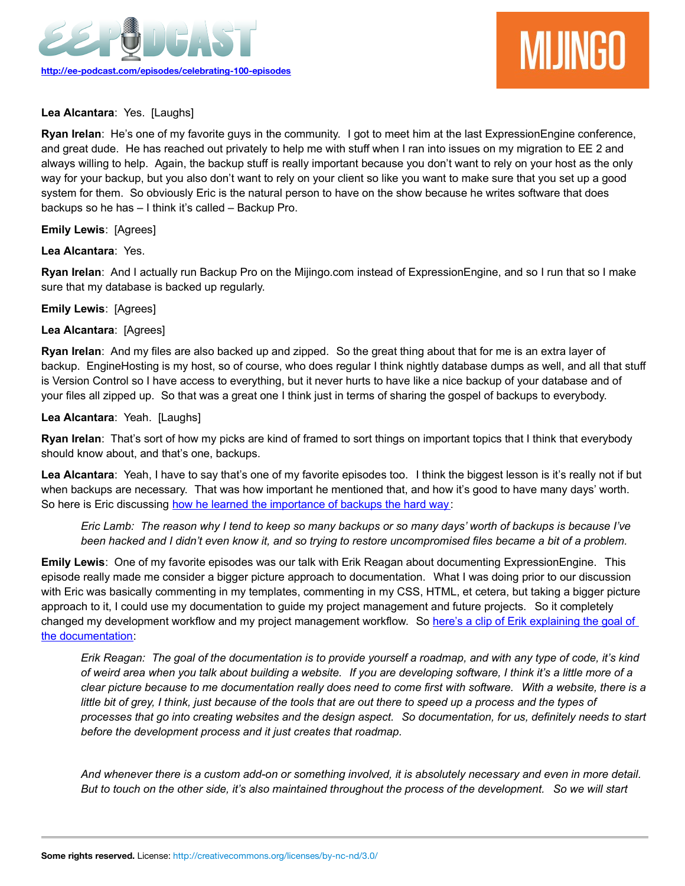**Lea Alcantara**: Yes. [Laughs]

**Ryan Irelan**: He's one of my favorite guys in the community. I got to meet him at the last ExpressionEngine conference, and great dude. He has reached out privately to help me with stuff when I ran into issues on my migration to EE 2 and always willing to help. Again, the backup stuff is really important because you don't want to rely on your host as the only way for your backup, but you also don't want to rely on your client so like you want to make sure that you set up a good system for them. So obviously Eric is the natural person to have on the show because he writes software that does backups so he has – I think it's called – Backup Pro.

**Emily Lewis**: [Agrees]

**Lea Alcantara**: Yes.

**Ryan Irelan**: And I actually run Backup Pro on the Mijingo.com instead of ExpressionEngine, and so I run that so I make sure that my database is backed up regularly.

**Emily Lewis**: [Agrees]

**Lea Alcantara**: [Agrees]

**Ryan Irelan**: And my files are also backed up and zipped. So the great thing about that for me is an extra layer of backup. EngineHosting is my host, so of course, who does regular I think nightly database dumps as well, and all that stuff is Version Control so I have access to everything, but it never hurts to have like a nice backup of your database and of your files all zipped up. So that was a great one I think just in terms of sharing the gospel of backups to everybody.

**Lea Alcantara**: Yeah. [Laughs]

**Ryan Irelan**: That's sort of how my picks are kind of framed to sort things on important topics that I think that everybody should know about, and that's one, backups.

**Lea Alcantara**: Yeah, I have to say that's one of my favorite episodes too. I think the biggest lesson is it's really not if but when backups are necessary. That was how important he mentioned that, and how it's good to have many days' worth. So here is Eric discussing how he learned the importance of backups the hard way:

> *Eric Lamb: The reason why I tend to keep so many backups or so many days' worth of backups is because I've been hacked and I didn't even know it, and so trying to restore uncompromised files became a bit of a problem.*

**Emily Lewis**: One of my favorite episodes was our talk with Erik Reagan about documenting ExpressionEngine. This episode really made me consider a bigger picture approach to documentation. What I was doing prior to our discussion with Eric was basically commenting in my templates, commenting in my CSS, HTML, et cetera, but taking a bigger picture approach to it, I could use my documentation to guide my project management and future projects. So it completely changed my development workflow and my project management workflow. So here's a clip of Erik explaining the goal of the documentation:

> *Erik Reagan: The goal of the documentation is to provide yourself a roadmap, and with any type of code, it's kind of weird area when you talk about building a website. If you are developing software, I think it's a little more of a clear picture because to me documentation really does need to come first with software. With a website, there is a little bit of grey, I think, just because of the tools that are out there to speed up a process and the types of processes that go into creating websites and the design aspect. So documentation, for us, definitely needs to start before the development process and it just creates that roadmap.*
>
> *And whenever there is a custom add-on or something involved, it is absolutely necessary and even in more detail. But to touch on the other side, it's also maintained throughout the process of the development. So we will start*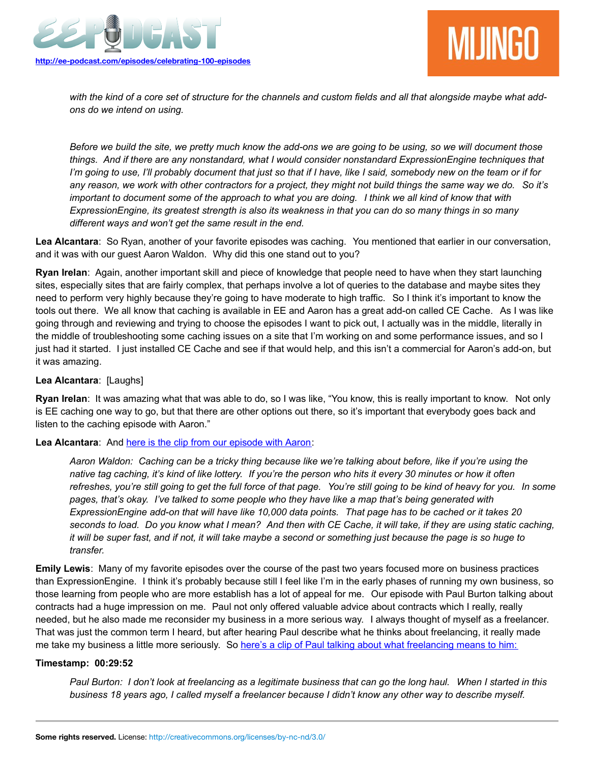*with the kind of a core set of structure for the channels and custom fields and all that alongside maybe what add-ons do we intend on using.*

*Before we build the site, we pretty much know the add-ons we are going to be using, so we will document those things. And if there are any nonstandard, what I would consider nonstandard ExpressionEngine techniques that I'm going to use, I'll probably document that just so that if I have, like I said, somebody new on the team or if for any reason, we work with other contractors for a project, they might not build things the same way we do. So it's important to document some of the approach to what you are doing. I think we all kind of know that with ExpressionEngine, its greatest strength is also its weakness in that you can do so many things in so many different ways and won't get the same result in the end.*

**Lea Alcantara**: So Ryan, another of your favorite episodes was caching. You mentioned that earlier in our conversation, and it was with our guest Aaron Waldon. Why did this one stand out to you?

**Ryan Irelan**: Again, another important skill and piece of knowledge that people need to have when they start launching sites, especially sites that are fairly complex, that perhaps involve a lot of queries to the database and maybe sites they need to perform very highly because they're going to have moderate to high traffic. So I think it's important to know the tools out there. We all know that caching is available in EE and Aaron has a great add-on called CE Cache. As I was like going through and reviewing and trying to choose the episodes I want to pick out, I actually was in the middle, literally in the middle of troubleshooting some caching issues on a site that I'm working on and some performance issues, and so I just had it started. I just installed CE Cache and see if that would help, and this isn't a commercial for Aaron's add-on, but it was amazing.

**Lea Alcantara**: [Laughs]

**Ryan Irelan**: It was amazing what that was able to do, so I was like, "You know, this is really important to know. Not only is EE caching one way to go, but that there are other options out there, so it's important that everybody goes back and listen to the caching episode with Aaron."

**Lea Alcantara**: And here is the clip from our episode with Aaron:

*Aaron Waldon: Caching can be a tricky thing because like we're talking about before, like if you're using the native tag caching, it's kind of like lottery. If you're the person who hits it every 30 minutes or how it often refreshes, you're still going to get the full force of that page. You're still going to be kind of heavy for you. In some pages, that's okay. I've talked to some people who they have like a map that's being generated with ExpressionEngine add-on that will have like 10,000 data points. That page has to be cached or it takes 20 seconds to load. Do you know what I mean? And then with CE Cache, it will take, if they are using static caching, it will be super fast, and if not, it will take maybe a second or something just because the page is so huge to transfer.*

**Emily Lewis**: Many of my favorite episodes over the course of the past two years focused more on business practices than ExpressionEngine. I think it's probably because still I feel like I'm in the early phases of running my own business, so those learning from people who are more establish has a lot of appeal for me. Our episode with Paul Burton talking about contracts had a huge impression on me. Paul not only offered valuable advice about contracts which I really, really needed, but he also made me reconsider my business in a more serious way. I always thought of myself as a freelancer. That was just the common term I heard, but after hearing Paul describe what he thinks about freelancing, it really made me take my business a little more seriously. So here's a clip of Paul talking about what freelancing means to him:

**Timestamp: 00:29:52**

*Paul Burton: I don't look at freelancing as a legitimate business that can go the long haul. When I started in this business 18 years ago, I called myself a freelancer because I didn't know any other way to describe myself.*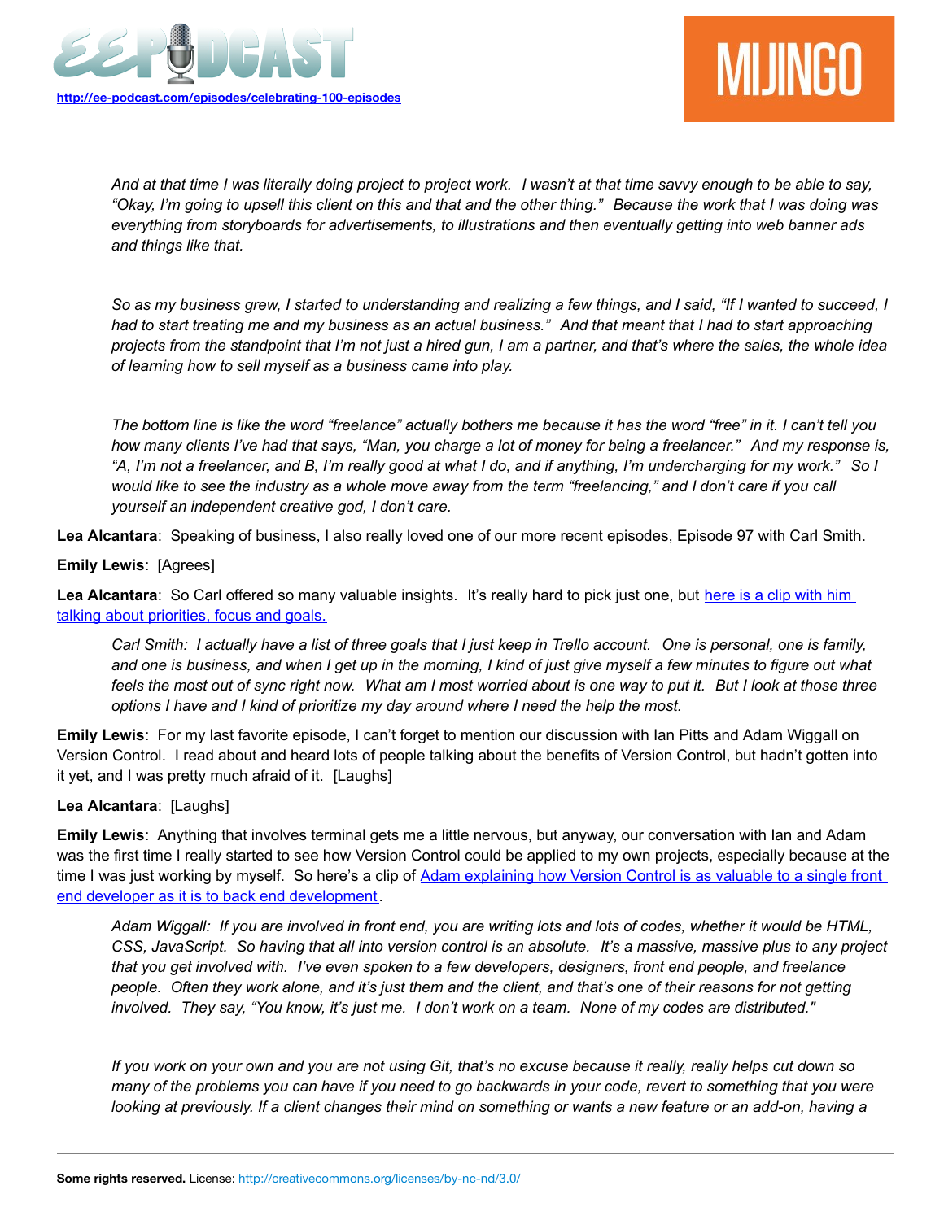*And at that time I was literally doing project to project work. I wasn't at that time savvy enough to be able to say, "Okay, I'm going to upsell this client on this and that and the other thing." Because the work that I was doing was everything from storyboards for advertisements, to illustrations and then eventually getting into web banner ads and things like that.*

*So as my business grew, I started to understanding and realizing a few things, and I said, "If I wanted to succeed, I had to start treating me and my business as an actual business." And that meant that I had to start approaching projects from the standpoint that I'm not just a hired gun, I am a partner, and that's where the sales, the whole idea of learning how to sell myself as a business came into play.*

*The bottom line is like the word "freelance" actually bothers me because it has the word "free" in it. I can't tell you how many clients I've had that says, "Man, you charge a lot of money for being a freelancer." And my response is, "A, I'm not a freelancer, and B, I'm really good at what I do, and if anything, I'm undercharging for my work." So I would like to see the industry as a whole move away from the term "freelancing," and I don't care if you call yourself an independent creative god, I don't care.*

**Lea Alcantara**: Speaking of business, I also really loved one of our more recent episodes, Episode 97 with Carl Smith.

**Emily Lewis**: [Agrees]

**Lea Alcantara**: So Carl offered so many valuable insights. It's really hard to pick just one, but here is a clip with him talking about priorities, focus and goals.

*Carl Smith: I actually have a list of three goals that I just keep in Trello account. One is personal, one is family, and one is business, and when I get up in the morning, I kind of just give myself a few minutes to figure out what feels the most out of sync right now. What am I most worried about is one way to put it. But I look at those three options I have and I kind of prioritize my day around where I need the help the most.*

**Emily Lewis**: For my last favorite episode, I can't forget to mention our discussion with Ian Pitts and Adam Wiggall on Version Control. I read about and heard lots of people talking about the benefits of Version Control, but hadn't gotten into it yet, and I was pretty much afraid of it. [Laughs]

**Lea Alcantara**: [Laughs]

**Emily Lewis**: Anything that involves terminal gets me a little nervous, but anyway, our conversation with Ian and Adam was the first time I really started to see how Version Control could be applied to my own projects, especially because at the time I was just working by myself. So here's a clip of Adam explaining how Version Control is as valuable to a single front end developer as it is to back end development.

*Adam Wiggall: If you are involved in front end, you are writing lots and lots of codes, whether it would be HTML, CSS, JavaScript. So having that all into version control is an absolute. It's a massive, massive plus to any project that you get involved with. I've even spoken to a few developers, designers, front end people, and freelance people. Often they work alone, and it's just them and the client, and that's one of their reasons for not getting involved. They say, "You know, it's just me. I don't work on a team. None of my codes are distributed."*

*If you work on your own and you are not using Git, that's no excuse because it really, really helps cut down so many of the problems you can have if you need to go backwards in your code, revert to something that you were looking at previously. If a client changes their mind on something or wants a new feature or an add-on, having a*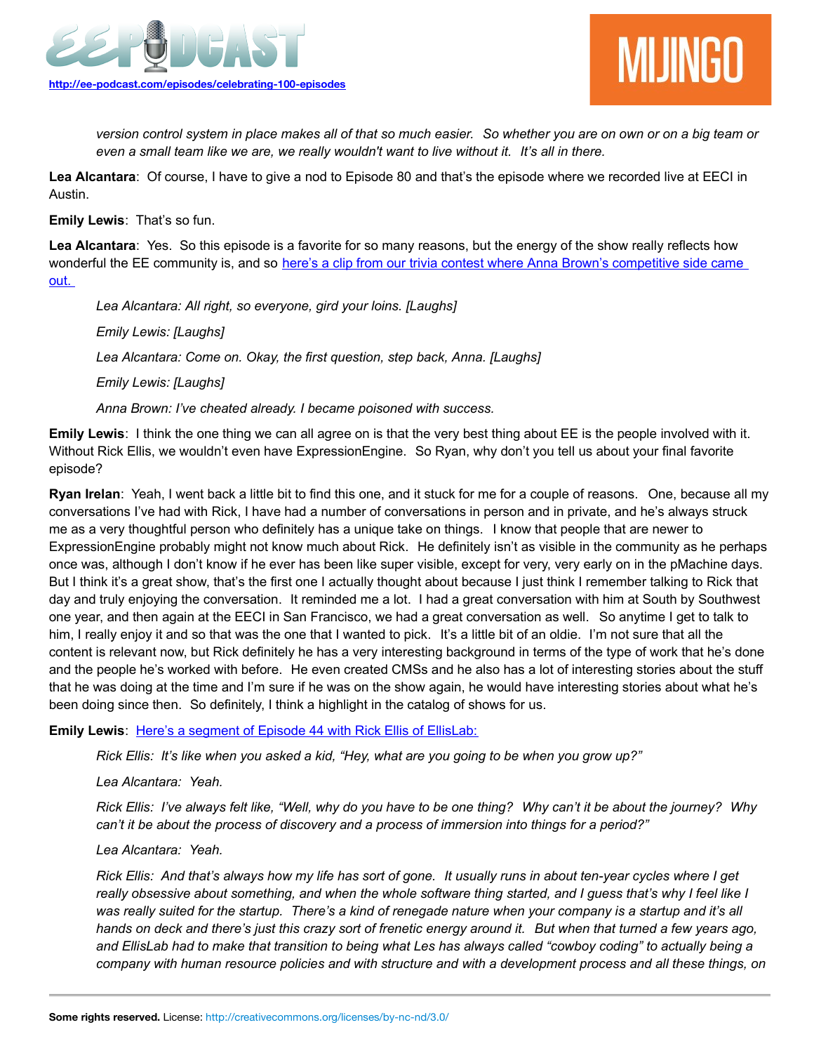*version control system in place makes all of that so much easier. So whether you are on own or on a big team or even a small team like we are, we really wouldn't want to live without it. It's all in there.*

**Lea Alcantara**: Of course, I have to give a nod to Episode 80 and that's the episode where we recorded live at EECI in Austin.

**Emily Lewis**: That's so fun.

**Lea Alcantara**: Yes. So this episode is a favorite for so many reasons, but the energy of the show really reflects how wonderful the EE community is, and so [here's a clip from our trivia contest where Anna Brown's competitive side came out.]()

> *Lea Alcantara: All right, so everyone, gird your loins. [Laughs]*
>
> *Emily Lewis: [Laughs]*
>
> *Lea Alcantara: Come on. Okay, the first question, step back, Anna. [Laughs]*
>
> *Emily Lewis: [Laughs]*
>
> *Anna Brown: I've cheated already. I became poisoned with success.*

**Emily Lewis**: I think the one thing we can all agree on is that the very best thing about EE is the people involved with it. Without Rick Ellis, we wouldn't even have ExpressionEngine. So Ryan, why don't you tell us about your final favorite episode?

**Ryan Irelan**: Yeah, I went back a little bit to find this one, and it stuck for me for a couple of reasons. One, because all my conversations I've had with Rick, I have had a number of conversations in person and in private, and he's always struck me as a very thoughtful person who definitely has a unique take on things. I know that people that are newer to ExpressionEngine probably might not know much about Rick. He definitely isn't as visible in the community as he perhaps once was, although I don't know if he ever has been like super visible, except for very, very early on in the pMachine days. But I think it's a great show, that's the first one I actually thought about because I just think I remember talking to Rick that day and truly enjoying the conversation. It reminded me a lot. I had a great conversation with him at South by Southwest one year, and then again at the EECI in San Francisco, we had a great conversation as well. So anytime I get to talk to him, I really enjoy it and so that was the one that I wanted to pick. It's a little bit of an oldie. I'm not sure that all the content is relevant now, but Rick definitely he has a very interesting background in terms of the type of work that he's done and the people he's worked with before. He even created CMSs and he also has a lot of interesting stories about the stuff that he was doing at the time and I'm sure if he was on the show again, he would have interesting stories about what he's been doing since then. So definitely, I think a highlight in the catalog of shows for us.

**Emily Lewis**: [Here's a segment of Episode 44 with Rick Ellis of EllisLab:]()

> *Rick Ellis: It's like when you asked a kid, "Hey, what are you going to be when you grow up?"*
>
> *Lea Alcantara: Yeah.*
>
> *Rick Ellis: I've always felt like, "Well, why do you have to be one thing? Why can't it be about the journey? Why can't it be about the process of discovery and a process of immersion into things for a period?"*
>
> *Lea Alcantara: Yeah.*
>
> *Rick Ellis: And that's always how my life has sort of gone. It usually runs in about ten-year cycles where I get really obsessive about something, and when the whole software thing started, and I guess that's why I feel like I was really suited for the startup. There's a kind of renegade nature when your company is a startup and it's all hands on deck and there's just this crazy sort of frenetic energy around it. But when that turned a few years ago, and EllisLab had to make that transition to being what Les has always called "cowboy coding" to actually being a company with human resource policies and with structure and with a development process and all these things, on*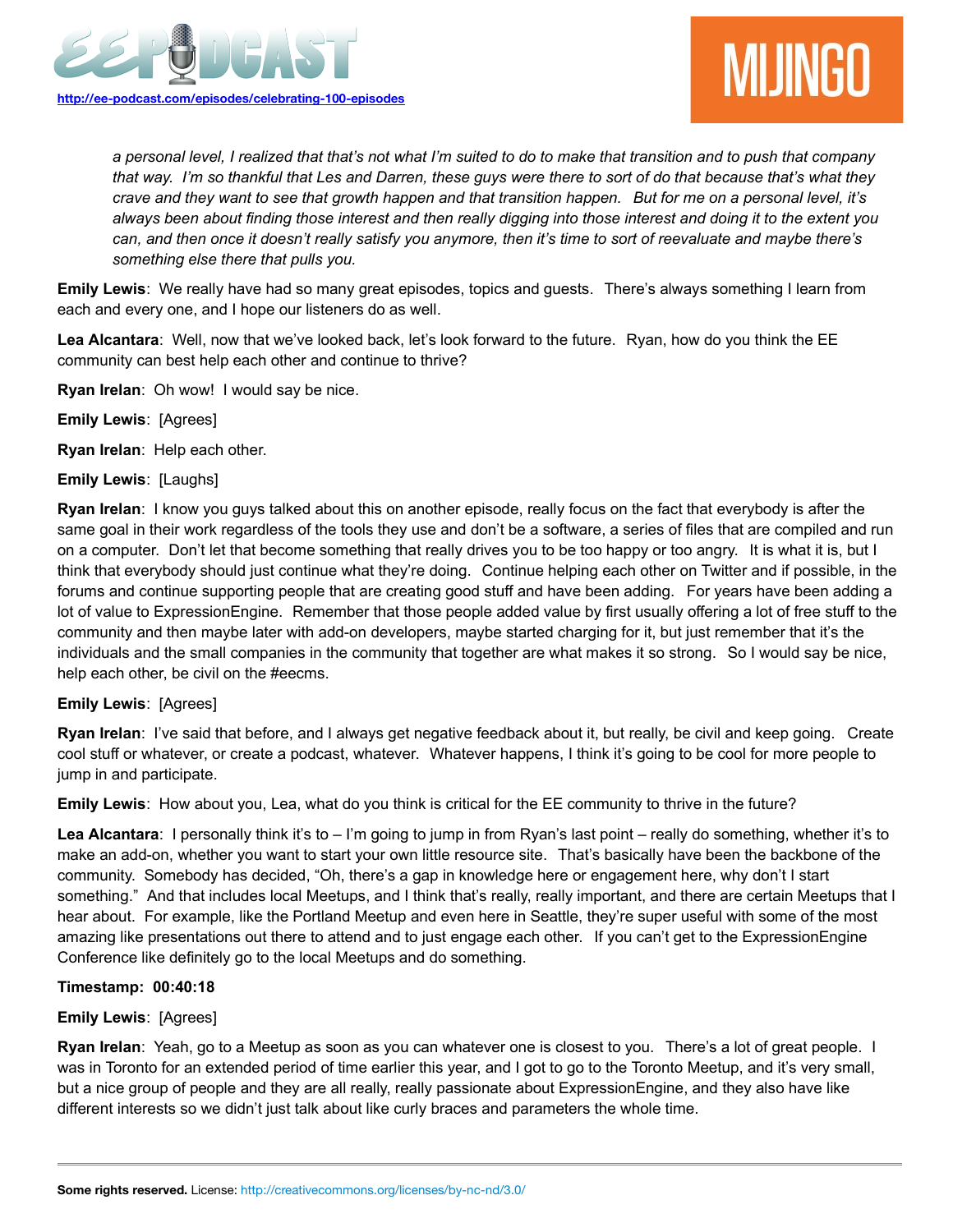*a personal level, I realized that that's not what I'm suited to do to make that transition and to push that company that way. I'm so thankful that Les and Darren, these guys were there to sort of do that because that's what they crave and they want to see that growth happen and that transition happen. But for me on a personal level, it's always been about finding those interest and then really digging into those interest and doing it to the extent you can, and then once it doesn't really satisfy you anymore, then it's time to sort of reevaluate and maybe there's something else there that pulls you.*

**Emily Lewis**: We really have had so many great episodes, topics and guests. There's always something I learn from each and every one, and I hope our listeners do as well.

**Lea Alcantara**: Well, now that we've looked back, let's look forward to the future. Ryan, how do you think the EE community can best help each other and continue to thrive?

**Ryan Irelan**: Oh wow! I would say be nice.

**Emily Lewis**: [Agrees]

**Ryan Irelan**: Help each other.

**Emily Lewis**: [Laughs]

**Ryan Irelan**: I know you guys talked about this on another episode, really focus on the fact that everybody is after the same goal in their work regardless of the tools they use and don't be a software, a series of files that are compiled and run on a computer. Don't let that become something that really drives you to be too happy or too angry. It is what it is, but I think that everybody should just continue what they're doing. Continue helping each other on Twitter and if possible, in the forums and continue supporting people that are creating good stuff and have been adding. For years have been adding a lot of value to ExpressionEngine. Remember that those people added value by first usually offering a lot of free stuff to the community and then maybe later with add-on developers, maybe started charging for it, but just remember that it's the individuals and the small companies in the community that together are what makes it so strong. So I would say be nice, help each other, be civil on the #eecms.

**Emily Lewis**: [Agrees]

**Ryan Irelan**: I've said that before, and I always get negative feedback about it, but really, be civil and keep going. Create cool stuff or whatever, or create a podcast, whatever. Whatever happens, I think it's going to be cool for more people to jump in and participate.

**Emily Lewis**: How about you, Lea, what do you think is critical for the EE community to thrive in the future?

**Lea Alcantara**: I personally think it's to – I'm going to jump in from Ryan's last point – really do something, whether it's to make an add-on, whether you want to start your own little resource site. That's basically have been the backbone of the community. Somebody has decided, "Oh, there's a gap in knowledge here or engagement here, why don't I start something." And that includes local Meetups, and I think that's really, really important, and there are certain Meetups that I hear about. For example, like the Portland Meetup and even here in Seattle, they're super useful with some of the most amazing like presentations out there to attend and to just engage each other. If you can't get to the ExpressionEngine Conference like definitely go to the local Meetups and do something.

**Timestamp: 00:40:18**

**Emily Lewis**: [Agrees]

**Ryan Irelan**: Yeah, go to a Meetup as soon as you can whatever one is closest to you. There's a lot of great people. I was in Toronto for an extended period of time earlier this year, and I got to go to the Toronto Meetup, and it's very small, but a nice group of people and they are all really, really passionate about ExpressionEngine, and they also have like different interests so we didn't just talk about like curly braces and parameters the whole time.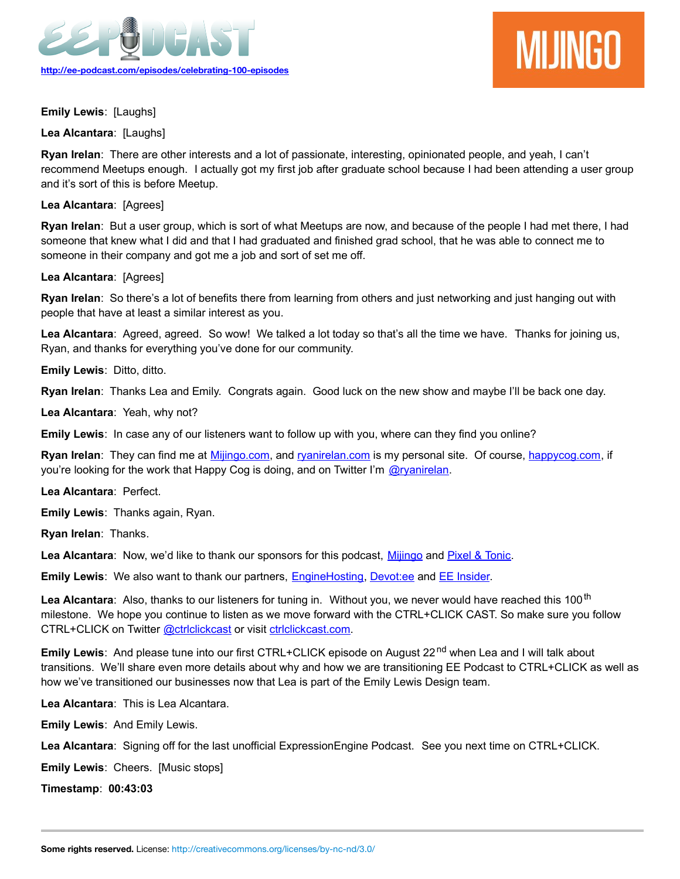**Emily Lewis**: [Laughs]

**Lea Alcantara**: [Laughs]

**Ryan Irelan**: There are other interests and a lot of passionate, interesting, opinionated people, and yeah, I can't recommend Meetups enough. I actually got my first job after graduate school because I had been attending a user group and it's sort of this is before Meetup.

**Lea Alcantara**: [Agrees]

**Ryan Irelan**: But a user group, which is sort of what Meetups are now, and because of the people I had met there, I had someone that knew what I did and that I had graduated and finished grad school, that he was able to connect me to someone in their company and got me a job and sort of set me off.

**Lea Alcantara**: [Agrees]

**Ryan Irelan**: So there's a lot of benefits there from learning from others and just networking and just hanging out with people that have at least a similar interest as you.

**Lea Alcantara**: Agreed, agreed. So wow! We talked a lot today so that's all the time we have. Thanks for joining us, Ryan, and thanks for everything you've done for our community.

**Emily Lewis**: Ditto, ditto.

**Ryan Irelan**: Thanks Lea and Emily. Congrats again. Good luck on the new show and maybe I'll be back one day.

**Lea Alcantara**: Yeah, why not?

**Emily Lewis**: In case any of our listeners want to follow up with you, where can they find you online?

**Ryan Irelan**: They can find me at Mijingo.com, and ryanirelan.com is my personal site. Of course, happycog.com, if you're looking for the work that Happy Cog is doing, and on Twitter I'm @ryanirelan.

**Lea Alcantara**: Perfect.

**Emily Lewis**: Thanks again, Ryan.

**Ryan Irelan**: Thanks.

**Lea Alcantara**: Now, we'd like to thank our sponsors for this podcast, Mijingo and Pixel & Tonic.

**Emily Lewis**: We also want to thank our partners, EngineHosting, Devot:ee and EE Insider.

**Lea Alcantara**: Also, thanks to our listeners for tuning in. Without you, we never would have reached this 100th milestone. We hope you continue to listen as we move forward with the CTRL+CLICK CAST. So make sure you follow CTRL+CLICK on Twitter @ctrlclickcast or visit ctrlclickcast.com.

**Emily Lewis**: And please tune into our first CTRL+CLICK episode on August 22nd when Lea and I will talk about transitions. We'll share even more details about why and how we are transitioning EE Podcast to CTRL+CLICK as well as how we've transitioned our businesses now that Lea is part of the Emily Lewis Design team.

**Lea Alcantara**: This is Lea Alcantara.

**Emily Lewis**: And Emily Lewis.

**Lea Alcantara**: Signing off for the last unofficial ExpressionEngine Podcast. See you next time on CTRL+CLICK.

**Emily Lewis**: Cheers. [Music stops]

**Timestamp**: **00:43:03**